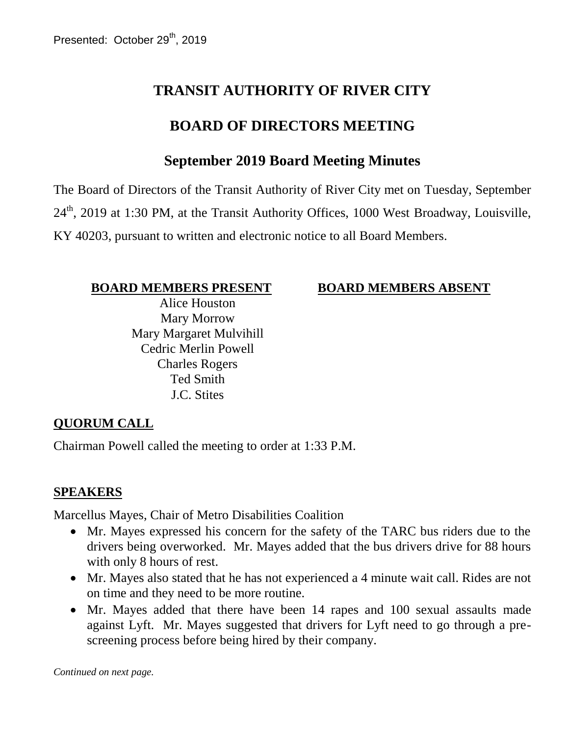Presented: October 29th, 2019

# TRANSIT AUTHORITY OF RIVER CITY

## BOARD OF DIRECTORS MEETING

## September 2019 Board Meeting Minutes

The Board of Directors of the Transit Authority of River City met on Tuesday, September 24th, 2019 at 1:30 PM, at the Transit Authority Offices, 1000 West Broadway, Louisville, KY 40203, pursuant to written and electronic notice to all Board Members.

| **BOARD MEMBERS PRESENT** | **BOARD MEMBERS ABSENT** |
|---|---|
| Alice Houston | |
| Mary Morrow | |
| Mary Margaret Mulvihill | |
| Cedric Merlin Powell | |
| Charles Rogers | |
| Ted Smith | |
| J.C. Stites | |

**QUORUM CALL**

Chairman Powell called the meeting to order at 1:33 P.M.

**SPEAKERS**

Marcellus Mayes, Chair of Metro Disabilities Coalition

- Mr. Mayes expressed his concern for the safety of the TARC bus riders due to the drivers being overworked. Mr. Mayes added that the bus drivers drive for 88 hours with only 8 hours of rest.
- Mr. Mayes also stated that he has not experienced a 4 minute wait call. Rides are not on time and they need to be more routine.
- Mr. Mayes added that there have been 14 rapes and 100 sexual assaults made against Lyft. Mr. Mayes suggested that drivers for Lyft need to go through a pre-screening process before being hired by their company.

*Continued on next page.*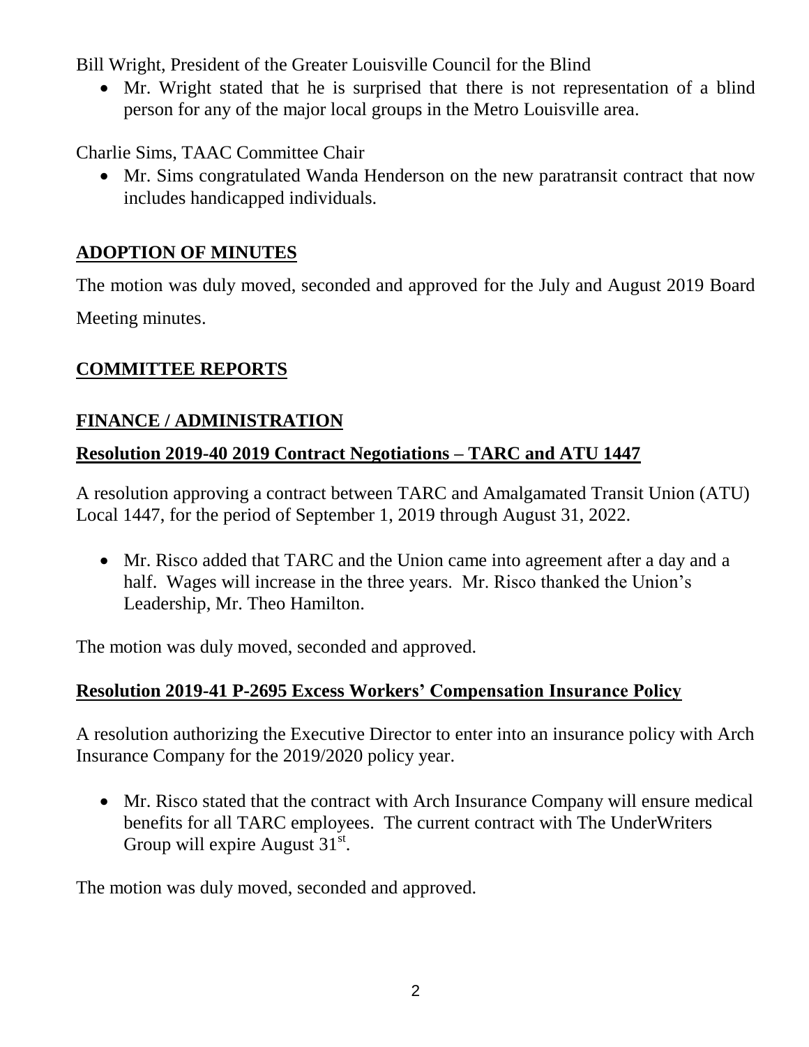Bill Wright, President of the Greater Louisville Council for the Blind

- Mr. Wright stated that he is surprised that there is not representation of a blind person for any of the major local groups in the Metro Louisville area.

Charlie Sims, TAAC Committee Chair

- Mr. Sims congratulated Wanda Henderson on the new paratransit contract that now includes handicapped individuals.

## ADOPTION OF MINUTES

The motion was duly moved, seconded and approved for the July and August 2019 Board Meeting minutes.

## COMMITTEE REPORTS

## FINANCE / ADMINISTRATION

### Resolution 2019-40 2019 Contract Negotiations – TARC and ATU 1447

A resolution approving a contract between TARC and Amalgamated Transit Union (ATU) Local 1447, for the period of September 1, 2019 through August 31, 2022.

- Mr. Risco added that TARC and the Union came into agreement after a day and a half. Wages will increase in the three years. Mr. Risco thanked the Union's Leadership, Mr. Theo Hamilton.

The motion was duly moved, seconded and approved.

### Resolution 2019-41 P-2695 Excess Workers' Compensation Insurance Policy

A resolution authorizing the Executive Director to enter into an insurance policy with Arch Insurance Company for the 2019/2020 policy year.

- Mr. Risco stated that the contract with Arch Insurance Company will ensure medical benefits for all TARC employees. The current contract with The UnderWriters Group will expire August 31st.

The motion was duly moved, seconded and approved.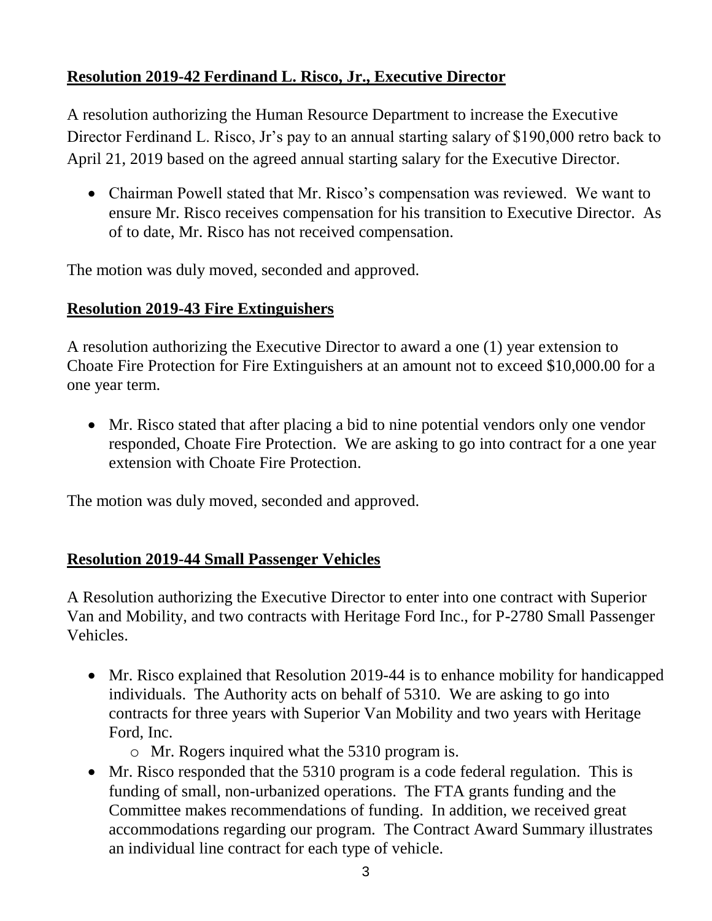**Resolution 2019-42 Ferdinand L. Risco, Jr., Executive Director**

A resolution authorizing the Human Resource Department to increase the Executive Director Ferdinand L. Risco, Jr's pay to an annual starting salary of $190,000 retro back to April 21, 2019 based on the agreed annual starting salary for the Executive Director.

- Chairman Powell stated that Mr. Risco's compensation was reviewed. We want to ensure Mr. Risco receives compensation for his transition to Executive Director. As of to date, Mr. Risco has not received compensation.

The motion was duly moved, seconded and approved.

**Resolution 2019-43 Fire Extinguishers**

A resolution authorizing the Executive Director to award a one (1) year extension to Choate Fire Protection for Fire Extinguishers at an amount not to exceed $10,000.00 for a one year term.

- Mr. Risco stated that after placing a bid to nine potential vendors only one vendor responded, Choate Fire Protection. We are asking to go into contract for a one year extension with Choate Fire Protection.

The motion was duly moved, seconded and approved.

**Resolution 2019-44 Small Passenger Vehicles**

A Resolution authorizing the Executive Director to enter into one contract with Superior Van and Mobility, and two contracts with Heritage Ford Inc., for P-2780 Small Passenger Vehicles.

- Mr. Risco explained that Resolution 2019-44 is to enhance mobility for handicapped individuals. The Authority acts on behalf of 5310. We are asking to go into contracts for three years with Superior Van Mobility and two years with Heritage Ford, Inc.
  - Mr. Rogers inquired what the 5310 program is.
- Mr. Risco responded that the 5310 program is a code federal regulation. This is funding of small, non-urbanized operations. The FTA grants funding and the Committee makes recommendations of funding. In addition, we received great accommodations regarding our program. The Contract Award Summary illustrates an individual line contract for each type of vehicle.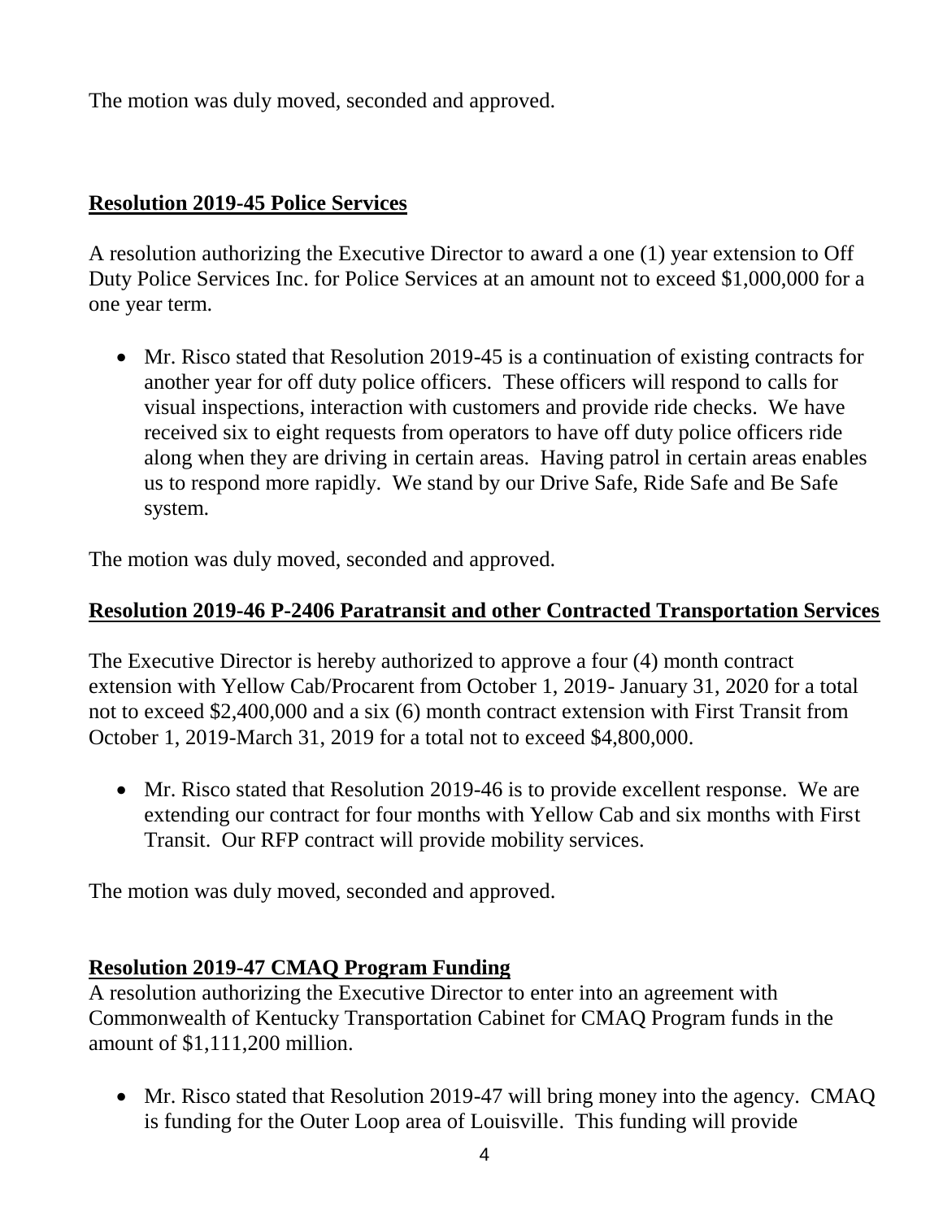The motion was duly moved, seconded and approved.

**Resolution 2019-45 Police Services**

A resolution authorizing the Executive Director to award a one (1) year extension to Off Duty Police Services Inc. for Police Services at an amount not to exceed $1,000,000 for a one year term.

- Mr. Risco stated that Resolution 2019-45 is a continuation of existing contracts for another year for off duty police officers. These officers will respond to calls for visual inspections, interaction with customers and provide ride checks. We have received six to eight requests from operators to have off duty police officers ride along when they are driving in certain areas. Having patrol in certain areas enables us to respond more rapidly. We stand by our Drive Safe, Ride Safe and Be Safe system.

The motion was duly moved, seconded and approved.

**Resolution 2019-46 P-2406 Paratransit and other Contracted Transportation Services**

The Executive Director is hereby authorized to approve a four (4) month contract extension with Yellow Cab/Procarent from October 1, 2019- January 31, 2020 for a total not to exceed $2,400,000 and a six (6) month contract extension with First Transit from October 1, 2019-March 31, 2019 for a total not to exceed $4,800,000.

- Mr. Risco stated that Resolution 2019-46 is to provide excellent response. We are extending our contract for four months with Yellow Cab and six months with First Transit. Our RFP contract will provide mobility services.

The motion was duly moved, seconded and approved.

**Resolution 2019-47 CMAQ Program Funding**

A resolution authorizing the Executive Director to enter into an agreement with Commonwealth of Kentucky Transportation Cabinet for CMAQ Program funds in the amount of $1,111,200 million.

- Mr. Risco stated that Resolution 2019-47 will bring money into the agency. CMAQ is funding for the Outer Loop area of Louisville. This funding will provide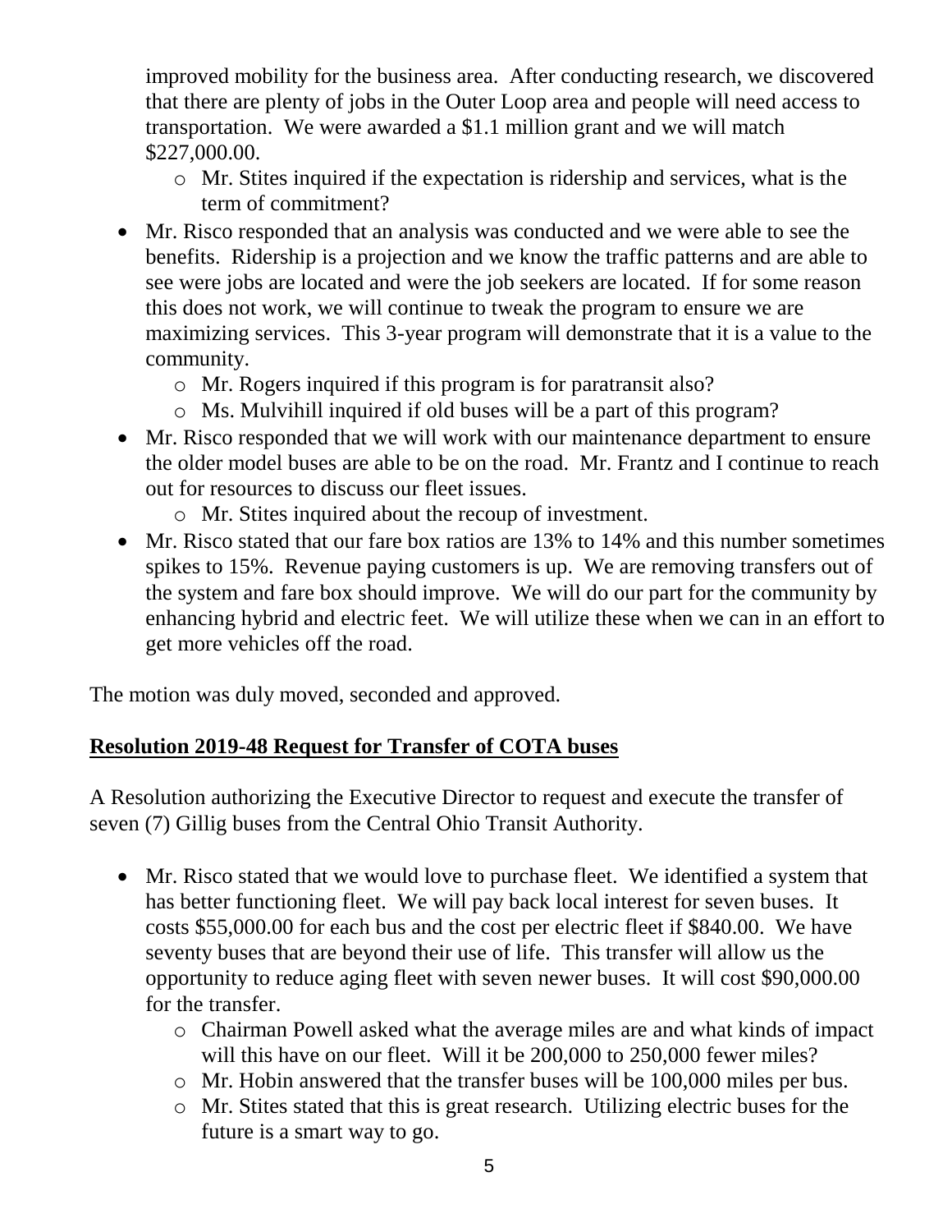improved mobility for the business area. After conducting research, we discovered that there are plenty of jobs in the Outer Loop area and people will need access to transportation. We were awarded a $1.1 million grant and we will match $227,000.00.

  - Mr. Stites inquired if the expectation is ridership and services, what is the term of commitment?
- Mr. Risco responded that an analysis was conducted and we were able to see the benefits. Ridership is a projection and we know the traffic patterns and are able to see were jobs are located and were the job seekers are located. If for some reason this does not work, we will continue to tweak the program to ensure we are maximizing services. This 3-year program will demonstrate that it is a value to the community.
  - Mr. Rogers inquired if this program is for paratransit also?
  - Ms. Mulvihill inquired if old buses will be a part of this program?
- Mr. Risco responded that we will work with our maintenance department to ensure the older model buses are able to be on the road. Mr. Frantz and I continue to reach out for resources to discuss our fleet issues.
  - Mr. Stites inquired about the recoup of investment.
- Mr. Risco stated that our fare box ratios are 13% to 14% and this number sometimes spikes to 15%. Revenue paying customers is up. We are removing transfers out of the system and fare box should improve. We will do our part for the community by enhancing hybrid and electric feet. We will utilize these when we can in an effort to get more vehicles off the road.

The motion was duly moved, seconded and approved.

**Resolution 2019-48 Request for Transfer of COTA buses**

A Resolution authorizing the Executive Director to request and execute the transfer of seven (7) Gillig buses from the Central Ohio Transit Authority.

- Mr. Risco stated that we would love to purchase fleet. We identified a system that has better functioning fleet. We will pay back local interest for seven buses. It costs $55,000.00 for each bus and the cost per electric fleet if $840.00. We have seventy buses that are beyond their use of life. This transfer will allow us the opportunity to reduce aging fleet with seven newer buses. It will cost $90,000.00 for the transfer.
  - Chairman Powell asked what the average miles are and what kinds of impact will this have on our fleet. Will it be 200,000 to 250,000 fewer miles?
  - Mr. Hobin answered that the transfer buses will be 100,000 miles per bus.
  - Mr. Stites stated that this is great research. Utilizing electric buses for the future is a smart way to go.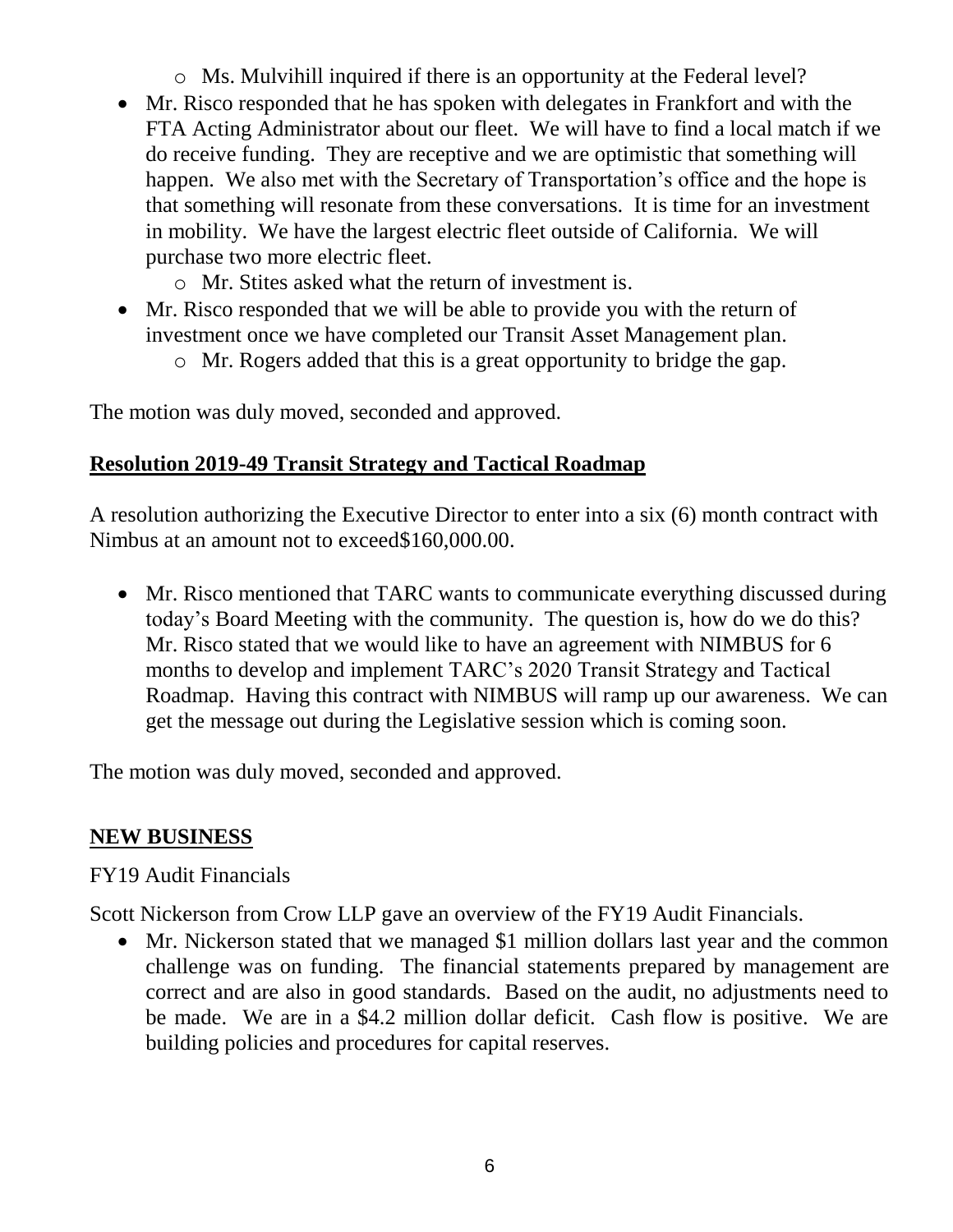- Ms. Mulvihill inquired if there is an opportunity at the Federal level?
- Mr. Risco responded that he has spoken with delegates in Frankfort and with the FTA Acting Administrator about our fleet. We will have to find a local match if we do receive funding. They are receptive and we are optimistic that something will happen. We also met with the Secretary of Transportation's office and the hope is that something will resonate from these conversations. It is time for an investment in mobility. We have the largest electric fleet outside of California. We will purchase two more electric fleet.
  - Mr. Stites asked what the return of investment is.
- Mr. Risco responded that we will be able to provide you with the return of investment once we have completed our Transit Asset Management plan.
  - Mr. Rogers added that this is a great opportunity to bridge the gap.

The motion was duly moved, seconded and approved.

## **Resolution 2019-49 Transit Strategy and Tactical Roadmap**

A resolution authorizing the Executive Director to enter into a six (6) month contract with Nimbus at an amount not to exceed$160,000.00.

- Mr. Risco mentioned that TARC wants to communicate everything discussed during today's Board Meeting with the community. The question is, how do we do this? Mr. Risco stated that we would like to have an agreement with NIMBUS for 6 months to develop and implement TARC's 2020 Transit Strategy and Tactical Roadmap. Having this contract with NIMBUS will ramp up our awareness. We can get the message out during the Legislative session which is coming soon.

The motion was duly moved, seconded and approved.

## **NEW BUSINESS**

FY19 Audit Financials

Scott Nickerson from Crow LLP gave an overview of the FY19 Audit Financials.

- Mr. Nickerson stated that we managed $1 million dollars last year and the common challenge was on funding. The financial statements prepared by management are correct and are also in good standards. Based on the audit, no adjustments need to be made. We are in a $4.2 million dollar deficit. Cash flow is positive. We are building policies and procedures for capital reserves.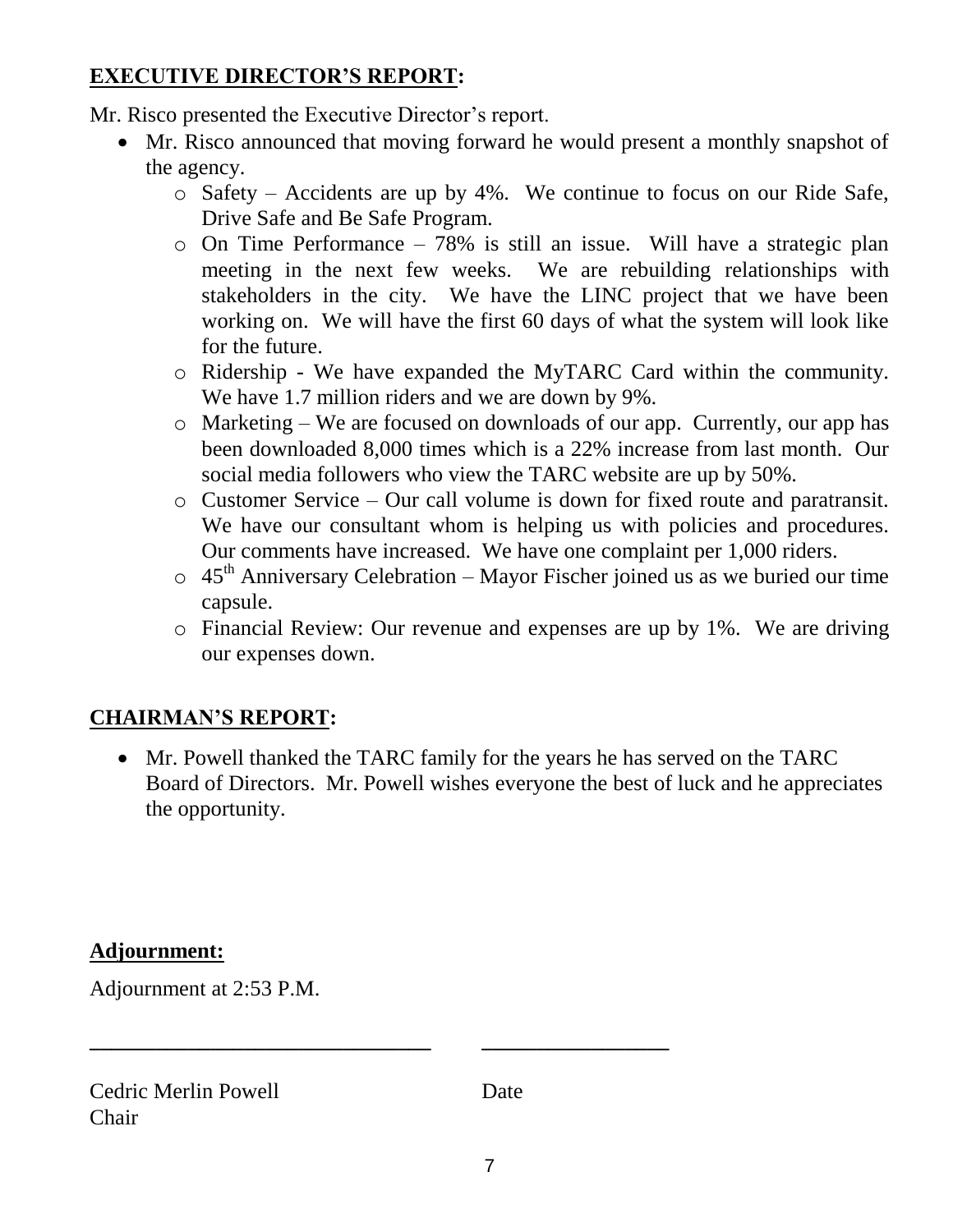**EXECUTIVE DIRECTOR'S REPORT:**

Mr. Risco presented the Executive Director's report.

- Mr. Risco announced that moving forward he would present a monthly snapshot of the agency.
  - Safety – Accidents are up by 4%. We continue to focus on our Ride Safe, Drive Safe and Be Safe Program.
  - On Time Performance – 78% is still an issue. Will have a strategic plan meeting in the next few weeks. We are rebuilding relationships with stakeholders in the city. We have the LINC project that we have been working on. We will have the first 60 days of what the system will look like for the future.
  - Ridership - We have expanded the MyTARC Card within the community. We have 1.7 million riders and we are down by 9%.
  - Marketing – We are focused on downloads of our app. Currently, our app has been downloaded 8,000 times which is a 22% increase from last month. Our social media followers who view the TARC website are up by 50%.
  - Customer Service – Our call volume is down for fixed route and paratransit. We have our consultant whom is helping us with policies and procedures. Our comments have increased. We have one complaint per 1,000 riders.
  - 45th Anniversary Celebration – Mayor Fischer joined us as we buried our time capsule.
  - Financial Review: Our revenue and expenses are up by 1%. We are driving our expenses down.

**CHAIRMAN'S REPORT:**

- Mr. Powell thanked the TARC family for the years he has served on the TARC Board of Directors. Mr. Powell wishes everyone the best of luck and he appreciates the opportunity.

**Adjournment:**

Adjournment at 2:53 P.M.

\_\_\_\_\_\_\_\_\_\_\_\_\_\_\_\_\_\_\_\_\_\_\_\_\_\_\_\_\_\_\_\_ \_\_\_\_\_\_\_\_\_\_\_\_\_\_\_\_\_\_

Cedric Merlin Powell Date
Chair